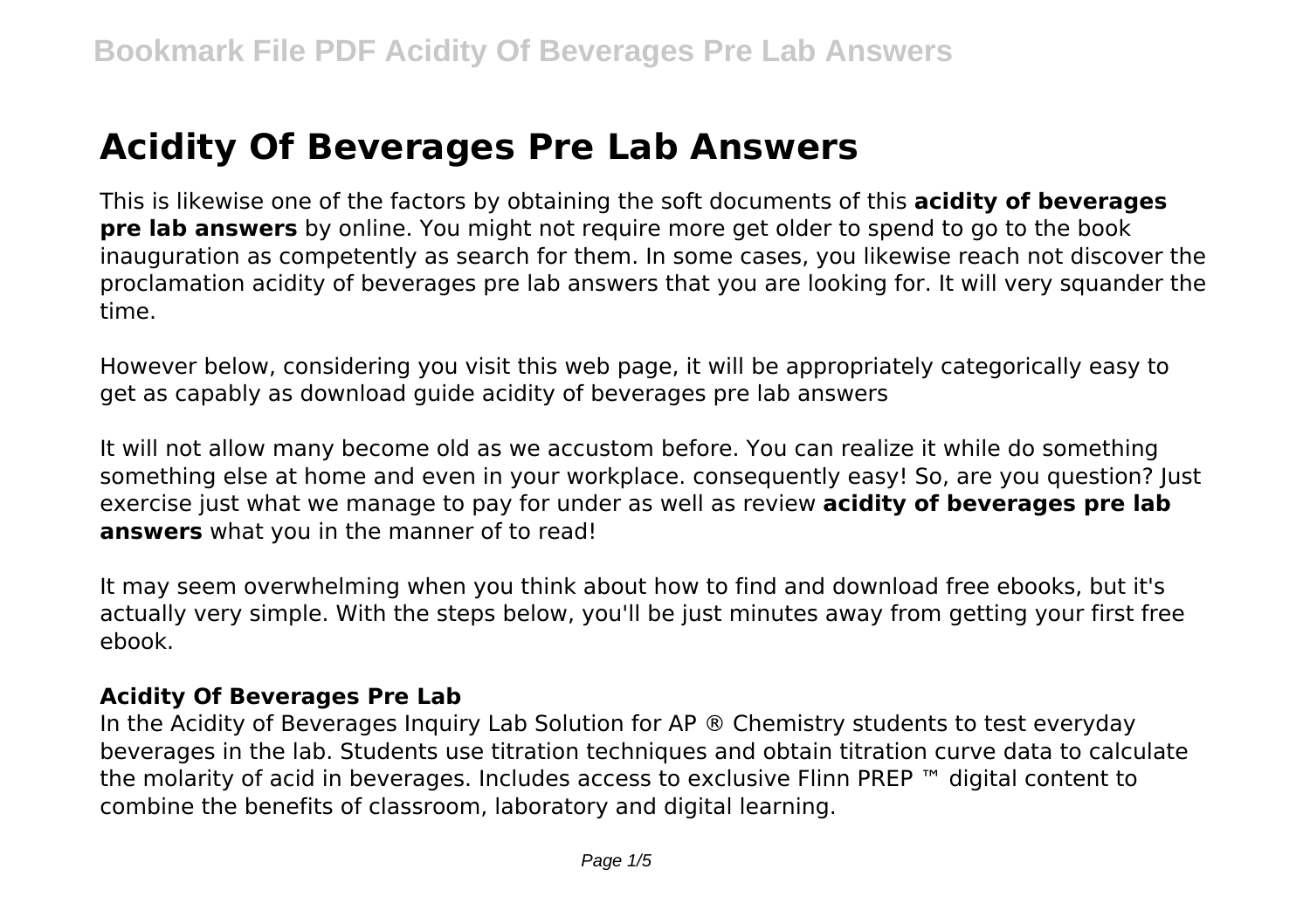# Acidity Of Beverages Pre Lab Answers

This is likewise one of the factors by obtaining the soft documents of this **acidity of beverages pre lab answers** by online. You might not require more get older to spend to go to the book inauguration as competently as search for them. In some cases, you likewise reach not discover the proclamation acidity of beverages pre lab answers that you are looking for. It will very squander the time.

However below, considering you visit this web page, it will be appropriately categorically easy to get as capably as download guide acidity of beverages pre lab answers

It will not allow many become old as we accustom before. You can realize it while do something something else at home and even in your workplace. consequently easy! So, are you question? Just exercise just what we manage to pay for under as well as review **acidity of beverages pre lab answers** what you in the manner of to read!

It may seem overwhelming when you think about how to find and download free ebooks, but it's actually very simple. With the steps below, you'll be just minutes away from getting your first free ebook.

### Acidity Of Beverages Pre Lab

In the Acidity of Beverages Inquiry Lab Solution for AP ® Chemistry students to test everyday beverages in the lab. Students use titration techniques and obtain titration curve data to calculate the molarity of acid in beverages. Includes access to exclusive Flinn PREP ™ digital content to combine the benefits of classroom, laboratory and digital learning.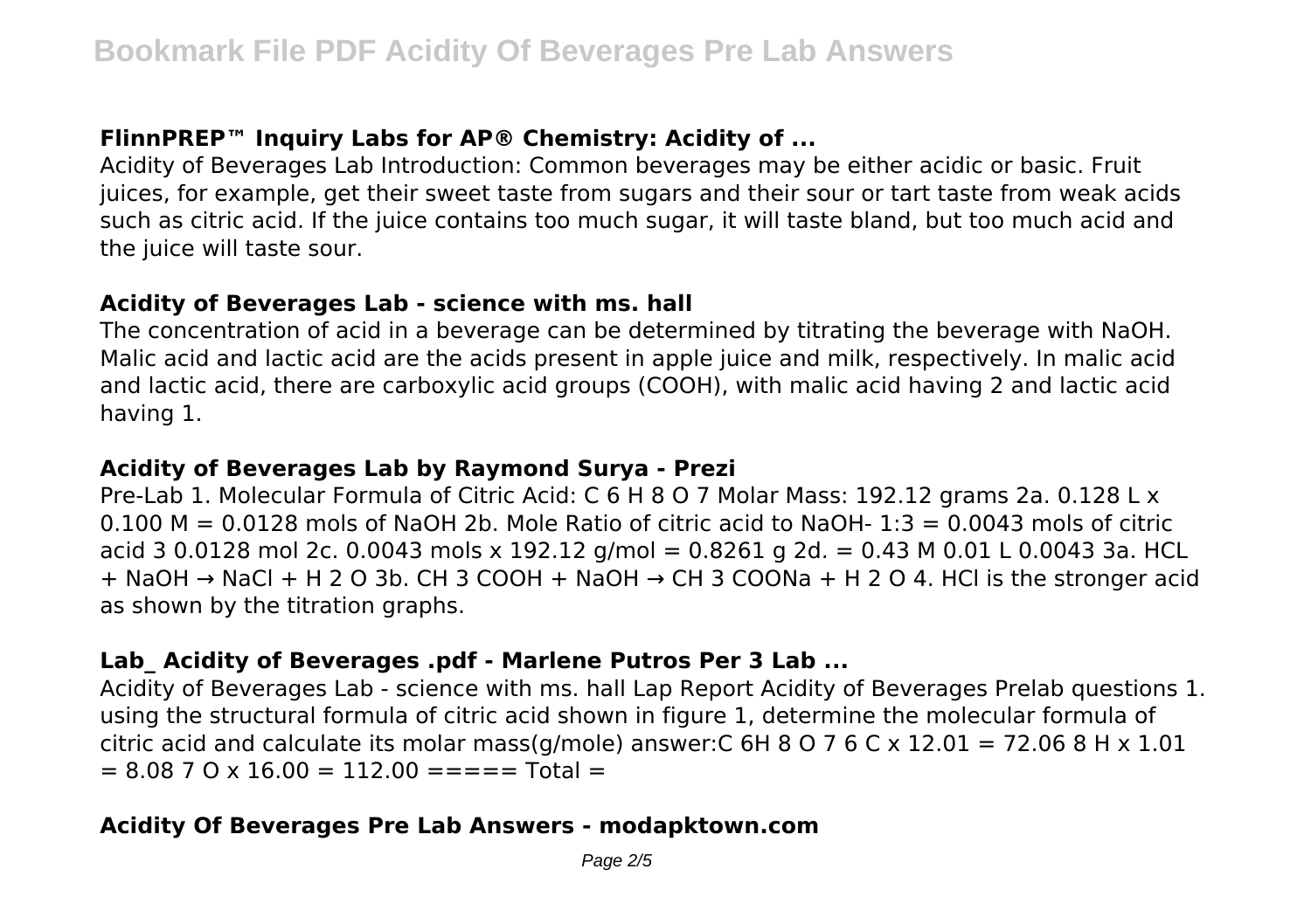### **FlinnPREP™ Inquiry Labs for AP® Chemistry: Acidity of ...**

Acidity of Beverages Lab Introduction: Common beverages may be either acidic or basic. Fruit juices, for example, get their sweet taste from sugars and their sour or tart taste from weak acids such as citric acid. If the juice contains too much sugar, it will taste bland, but too much acid and the juice will taste sour.

### **Acidity of Beverages Lab - science with ms. hall**

The concentration of acid in a beverage can be determined by titrating the beverage with NaOH. Malic acid and lactic acid are the acids present in apple juice and milk, respectively. In malic acid and lactic acid, there are carboxylic acid groups (COOH), with malic acid having 2 and lactic acid having 1.

### **Acidity of Beverages Lab by Raymond Surya - Prezi**

Pre-Lab 1. Molecular Formula of Citric Acid: C 6 H 8 O 7 Molar Mass: 192.12 grams 2a. 0.128 L x 0.100 M = 0.0128 mols of NaOH 2b. Mole Ratio of citric acid to NaOH- 1:3 = 0.0043 mols of citric acid 3 0.0128 mol 2c. 0.0043 mols x 192.12 g/mol = 0.8261 g 2d. = 0.43 M 0.01 L 0.0043 3a. HCL + NaOH → NaCl + H 2 O 3b. CH 3 COOH + NaOH → CH 3 COONa + H 2 O 4. HCl is the stronger acid as shown by the titration graphs.

### **Lab_ Acidity of Beverages .pdf - Marlene Putros Per 3 Lab ...**

Acidity of Beverages Lab - science with ms. hall Lap Report Acidity of Beverages Prelab questions 1. using the structural formula of citric acid shown in figure 1, determine the molecular formula of citric acid and calculate its molar mass(g/mole) answer:C 6H 8 O 7 6 C x 12.01 = 72.06 8 H x 1.01 = 8.08 7 O x 16.00 = 112.00 ===== Total =

### **Acidity Of Beverages Pre Lab Answers - modapktown.com**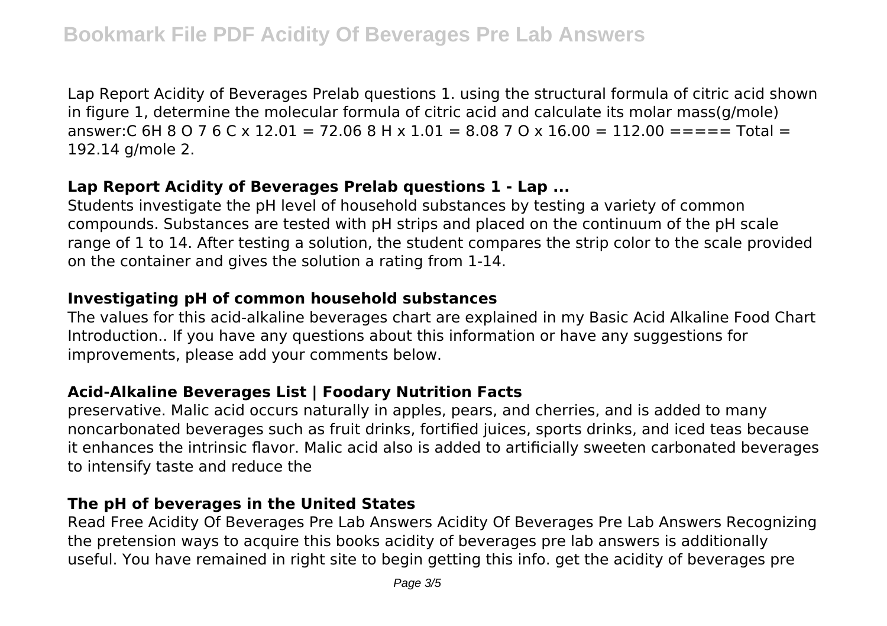Lap Report Acidity of Beverages Prelab questions 1. using the structural formula of citric acid shown in figure 1, determine the molecular formula of citric acid and calculate its molar mass(g/mole) answer:C 6H 8 O 7 6 C x 12.01 = 72.06 8 H x 1.01 = 8.08 7 O x 16.00 = 112.00 ===== Total = 192.14 g/mole 2.

### Lap Report Acidity of Beverages Prelab questions 1 - Lap ...

Students investigate the pH level of household substances by testing a variety of common compounds. Substances are tested with pH strips and placed on the continuum of the pH scale range of 1 to 14. After testing a solution, the student compares the strip color to the scale provided on the container and gives the solution a rating from 1-14.

### Investigating pH of common household substances

The values for this acid-alkaline beverages chart are explained in my Basic Acid Alkaline Food Chart Introduction.. If you have any questions about this information or have any suggestions for improvements, please add your comments below.

### Acid-Alkaline Beverages List | Foodary Nutrition Facts

preservative. Malic acid occurs naturally in apples, pears, and cherries, and is added to many noncarbonated beverages such as fruit drinks, fortified juices, sports drinks, and iced teas because it enhances the intrinsic flavor. Malic acid also is added to artificially sweeten carbonated beverages to intensify taste and reduce the

### The pH of beverages in the United States

Read Free Acidity Of Beverages Pre Lab Answers Acidity Of Beverages Pre Lab Answers Recognizing the pretension ways to acquire this books acidity of beverages pre lab answers is additionally useful. You have remained in right site to begin getting this info. get the acidity of beverages pre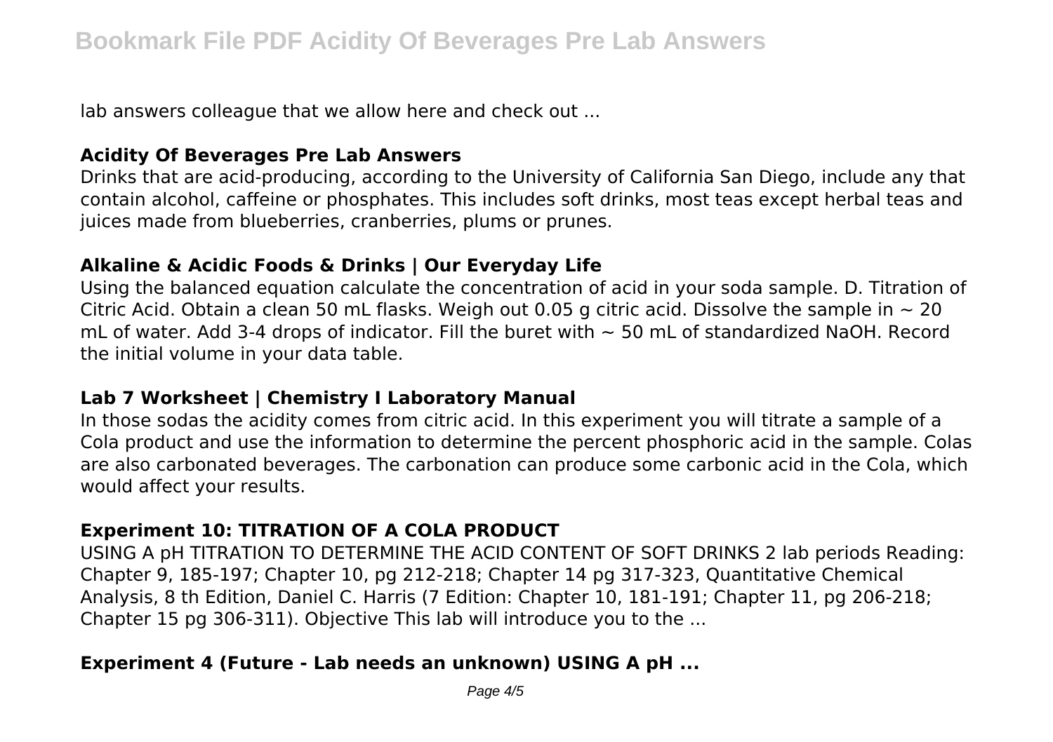lab answers colleague that we allow here and check out ...

## Acidity Of Beverages Pre Lab Answers

Drinks that are acid-producing, according to the University of California San Diego, include any that contain alcohol, caffeine or phosphates. This includes soft drinks, most teas except herbal teas and juices made from blueberries, cranberries, plums or prunes.

## Alkaline & Acidic Foods & Drinks | Our Everyday Life

Using the balanced equation calculate the concentration of acid in your soda sample. D. Titration of Citric Acid. Obtain a clean 50 mL flasks. Weigh out 0.05 g citric acid. Dissolve the sample in ~ 20 mL of water. Add 3-4 drops of indicator. Fill the buret with ~ 50 mL of standardized NaOH. Record the initial volume in your data table.

## Lab 7 Worksheet | Chemistry I Laboratory Manual

In those sodas the acidity comes from citric acid. In this experiment you will titrate a sample of a Cola product and use the information to determine the percent phosphoric acid in the sample. Colas are also carbonated beverages. The carbonation can produce some carbonic acid in the Cola, which would affect your results.

## Experiment 10: TITRATION OF A COLA PRODUCT

USING A pH TITRATION TO DETERMINE THE ACID CONTENT OF SOFT DRINKS 2 lab periods Reading: Chapter 9, 185-197; Chapter 10, pg 212-218; Chapter 14 pg 317-323, Quantitative Chemical Analysis, 8 th Edition, Daniel C. Harris (7 Edition: Chapter 10, 181-191; Chapter 11, pg 206-218; Chapter 15 pg 306-311). Objective This lab will introduce you to the ...

## Experiment 4 (Future - Lab needs an unknown) USING A pH ...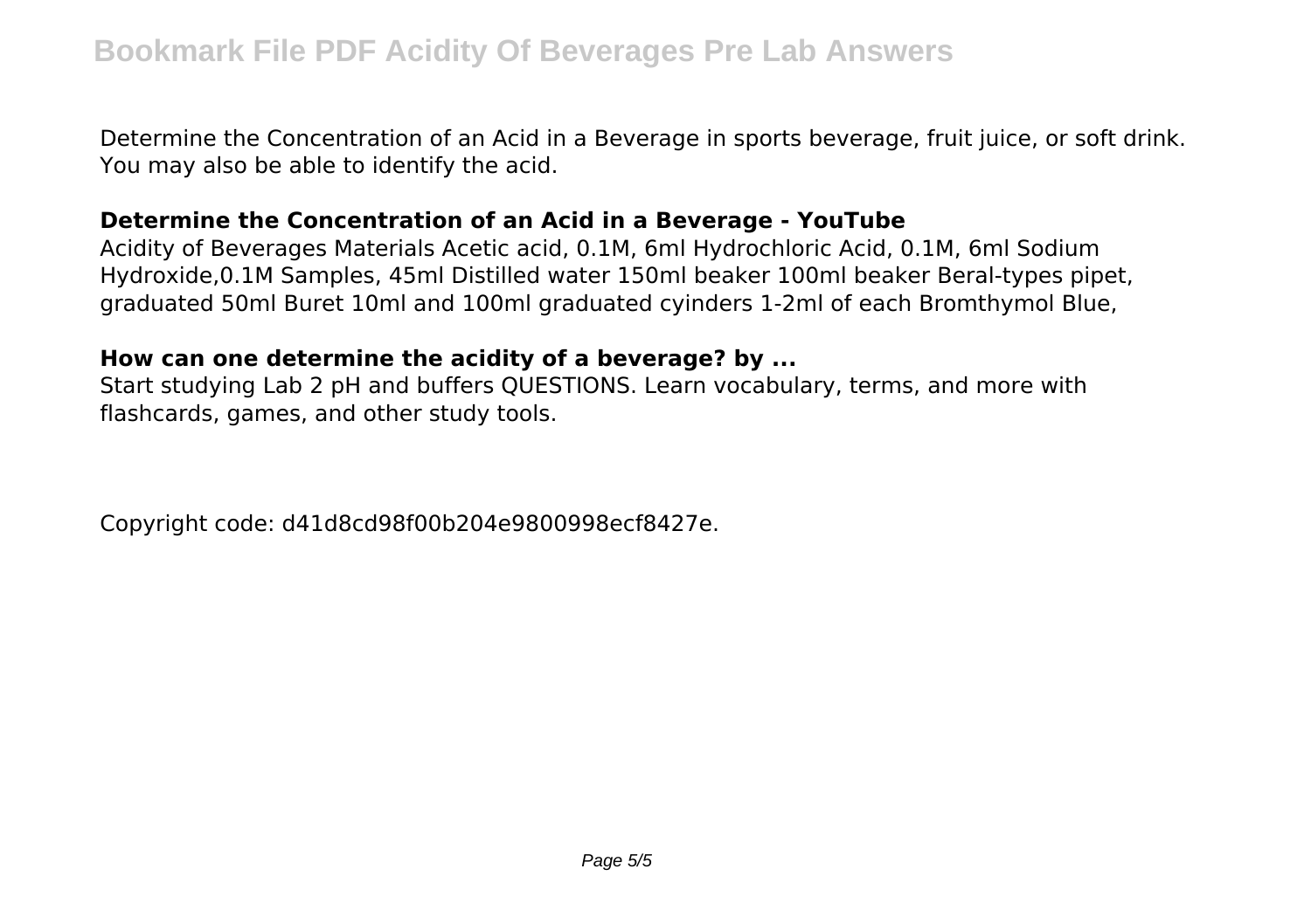Determine the Concentration of an Acid in a Beverage in sports beverage, fruit juice, or soft drink. You may also be able to identify the acid.

**Determine the Concentration of an Acid in a Beverage - YouTube**

Acidity of Beverages Materials Acetic acid, 0.1M, 6ml Hydrochloric Acid, 0.1M, 6ml Sodium Hydroxide,0.1M Samples, 45ml Distilled water 150ml beaker 100ml beaker Beral-types pipet, graduated 50ml Buret 10ml and 100ml graduated cyinders 1-2ml of each Bromthymol Blue,

**How can one determine the acidity of a beverage? by ...**

Start studying Lab 2 pH and buffers QUESTIONS. Learn vocabulary, terms, and more with flashcards, games, and other study tools.

Copyright code: d41d8cd98f00b204e9800998ecf8427e.